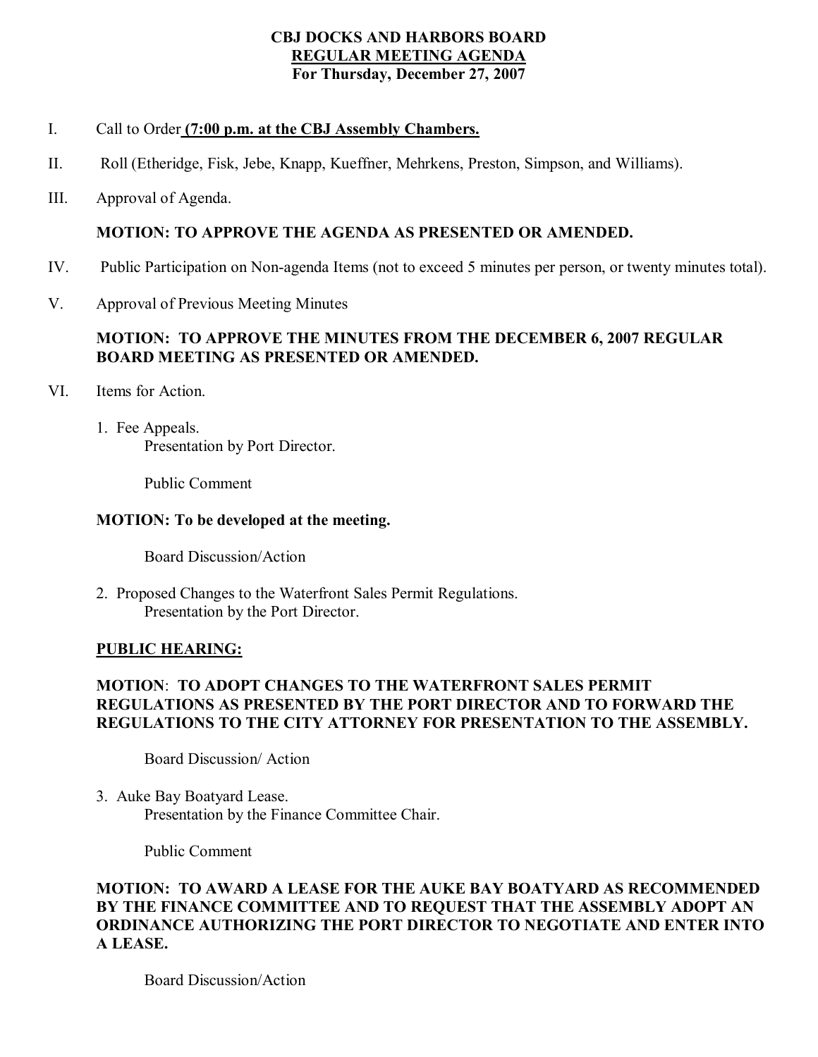# CBJ DOCKS AND HARBORS BOARD
## REGULAR MEETING AGENDA
### For Thursday, December 27, 2007

I. Call to Order **(7:00 p.m. at the CBJ Assembly Chambers.**

II. Roll (Etheridge, Fisk, Jebe, Knapp, Kueffner, Mehrkens, Preston, Simpson, and Williams).

III. Approval of Agenda.

**MOTION: TO APPROVE THE AGENDA AS PRESENTED OR AMENDED.**

IV. Public Participation on Non-agenda Items (not to exceed 5 minutes per person, or twenty minutes total).

V. Approval of Previous Meeting Minutes

**MOTION: TO APPROVE THE MINUTES FROM THE DECEMBER 6, 2007 REGULAR BOARD MEETING AS PRESENTED OR AMENDED.**

VI. Items for Action.

1. Fee Appeals.
   Presentation by Port Director.

   Public Comment

**MOTION: To be developed at the meeting.**

   Board Discussion/Action

2. Proposed Changes to the Waterfront Sales Permit Regulations.
   Presentation by the Port Director.

**PUBLIC HEARING:**

**MOTION: TO ADOPT CHANGES TO THE WATERFRONT SALES PERMIT REGULATIONS AS PRESENTED BY THE PORT DIRECTOR AND TO FORWARD THE REGULATIONS TO THE CITY ATTORNEY FOR PRESENTATION TO THE ASSEMBLY.**

   Board Discussion/ Action

3. Auke Bay Boatyard Lease.
   Presentation by the Finance Committee Chair.

   Public Comment

**MOTION: TO AWARD A LEASE FOR THE AUKE BAY BOATYARD AS RECOMMENDED BY THE FINANCE COMMITTEE AND TO REQUEST THAT THE ASSEMBLY ADOPT AN ORDINANCE AUTHORIZING THE PORT DIRECTOR TO NEGOTIATE AND ENTER INTO A LEASE.**

   Board Discussion/Action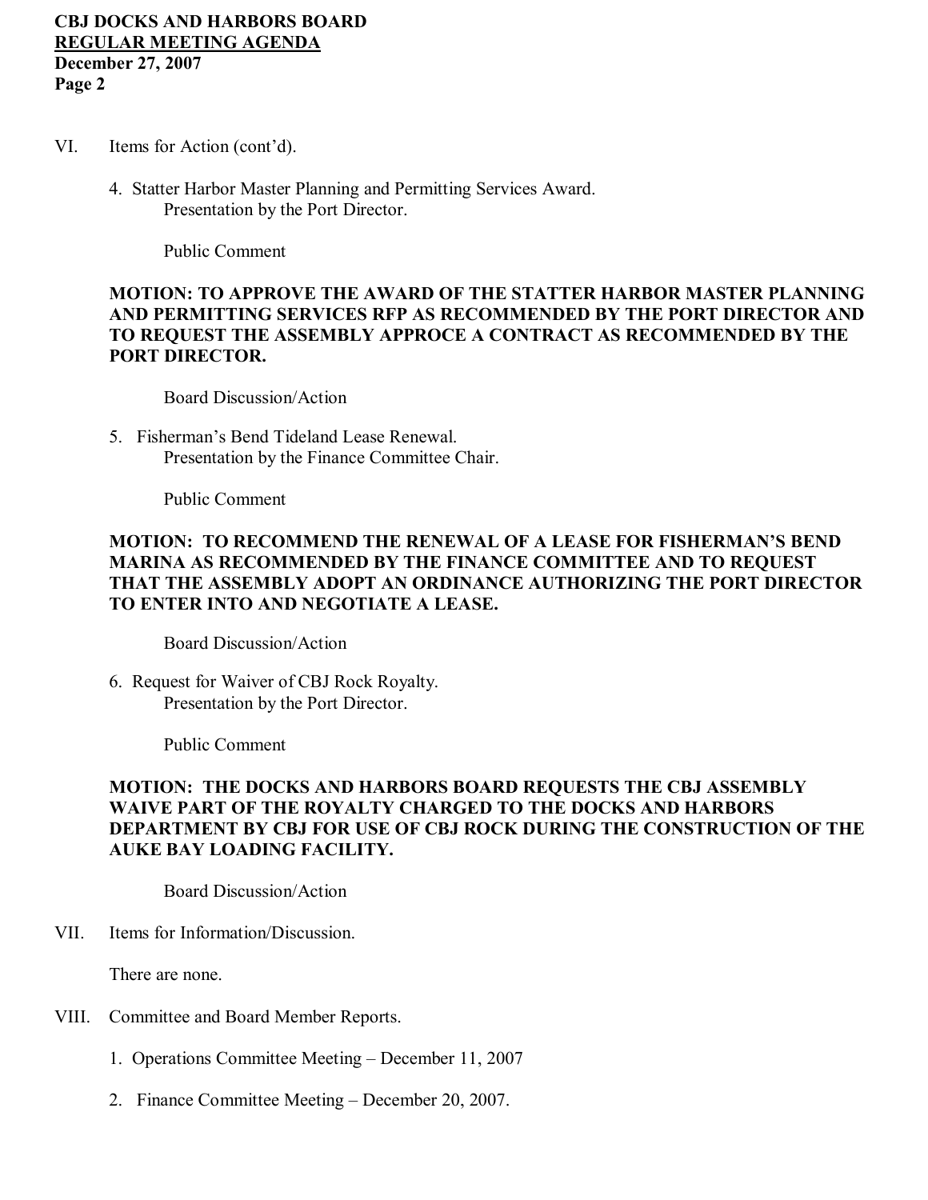VI. Items for Action (cont'd).

4. Statter Harbor Master Planning and Permitting Services Award.
   Presentation by the Port Director.

   Public Comment

**MOTION: TO APPROVE THE AWARD OF THE STATTER HARBOR MASTER PLANNING AND PERMITTING SERVICES RFP AS RECOMMENDED BY THE PORT DIRECTOR AND TO REQUEST THE ASSEMBLY APPROCE A CONTRACT AS RECOMMENDED BY THE PORT DIRECTOR.**

   Board Discussion/Action

5. Fisherman's Bend Tideland Lease Renewal.
   Presentation by the Finance Committee Chair.

   Public Comment

**MOTION: TO RECOMMEND THE RENEWAL OF A LEASE FOR FISHERMAN'S BEND MARINA AS RECOMMENDED BY THE FINANCE COMMITTEE AND TO REQUEST THAT THE ASSEMBLY ADOPT AN ORDINANCE AUTHORIZING THE PORT DIRECTOR TO ENTER INTO AND NEGOTIATE A LEASE.**

   Board Discussion/Action

6. Request for Waiver of CBJ Rock Royalty.
   Presentation by the Port Director.

   Public Comment

**MOTION: THE DOCKS AND HARBORS BOARD REQUESTS THE CBJ ASSEMBLY WAIVE PART OF THE ROYALTY CHARGED TO THE DOCKS AND HARBORS DEPARTMENT BY CBJ FOR USE OF CBJ ROCK DURING THE CONSTRUCTION OF THE AUKE BAY LOADING FACILITY.**

   Board Discussion/Action

VII. Items for Information/Discussion.

There are none.

VIII. Committee and Board Member Reports.

1. Operations Committee Meeting – December 11, 2007
2. Finance Committee Meeting – December 20, 2007.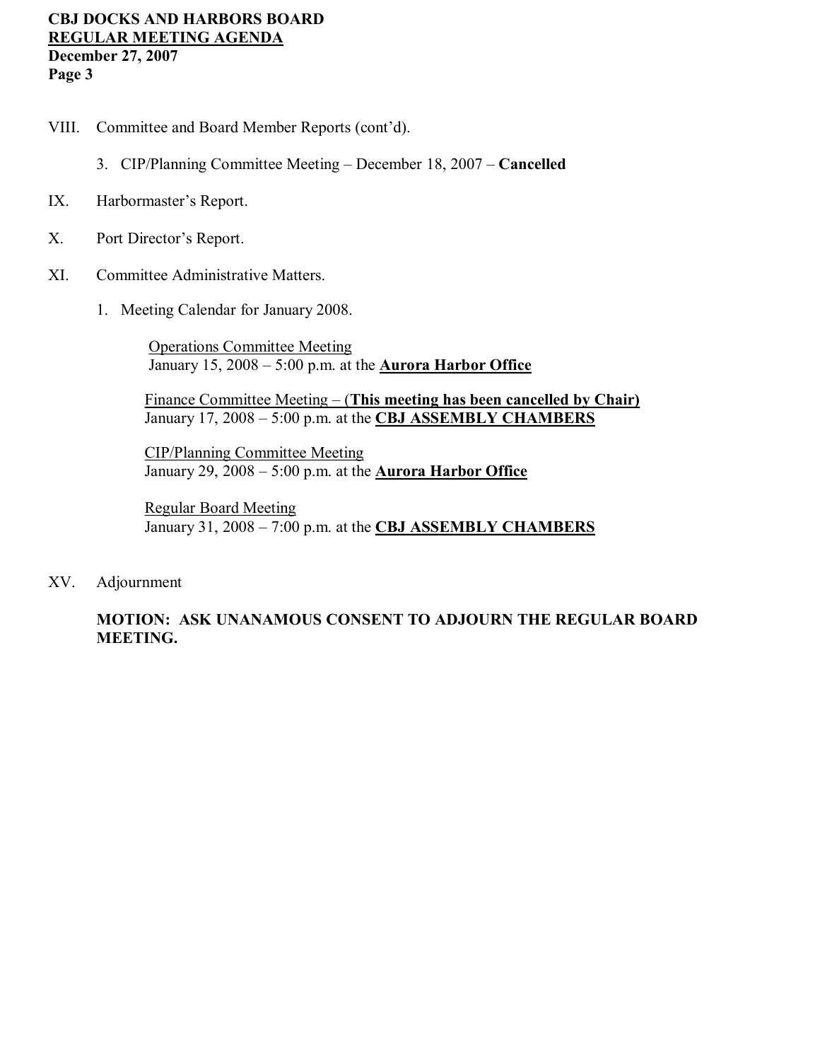VIII. Committee and Board Member Reports (cont'd).

3. CIP/Planning Committee Meeting – December 18, 2007 – **Cancelled**

IX. Harbormaster's Report.

X. Port Director's Report.

XI. Committee Administrative Matters.

1. Meeting Calendar for January 2008.

   Operations Committee Meeting
   January 15, 2008 – 5:00 p.m. at the **Aurora Harbor Office**

   Finance Committee Meeting – (**This meeting has been cancelled by Chair)**
   January 17, 2008 – 5:00 p.m. at the **CBJ ASSEMBLY CHAMBERS**

   CIP/Planning Committee Meeting
   January 29, 2008 – 5:00 p.m. at the **Aurora Harbor Office**

   Regular Board Meeting
   January 31, 2008 – 7:00 p.m. at the **CBJ ASSEMBLY CHAMBERS**

XV. Adjournment

**MOTION: ASK UNANAMOUS CONSENT TO ADJOURN THE REGULAR BOARD MEETING.**